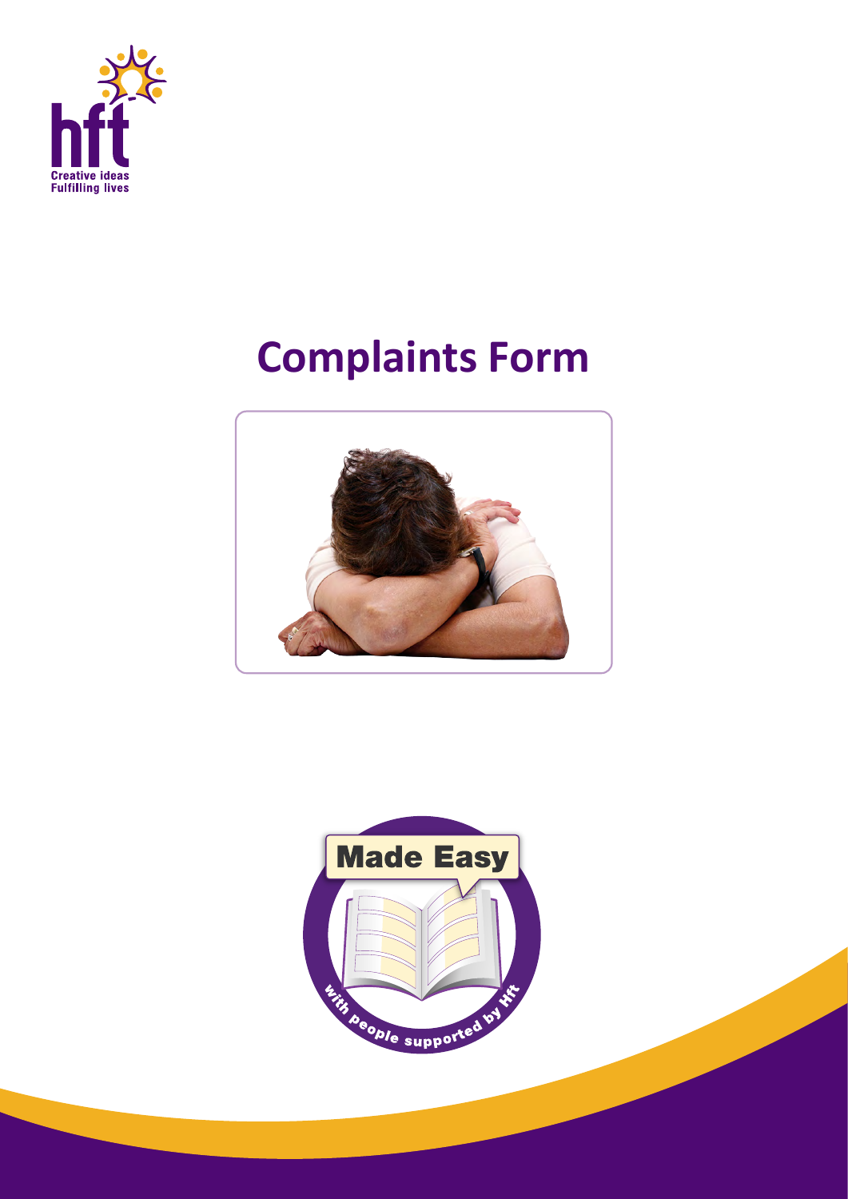# Complaints Form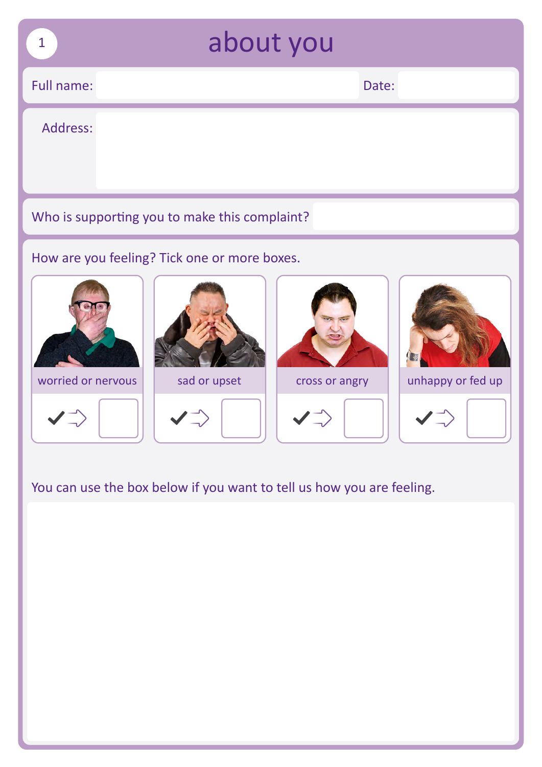# about you

Full name: &nbsp;&nbsp;&nbsp;&nbsp;&nbsp;&nbsp;&nbsp;&nbsp;&nbsp;&nbsp; Date:

Address:

Who is supporting you to make this complaint?

How are you feeling? Tick one or more boxes.

- worried or nervous ☐
- sad or upset ☐
- cross or angry ☐
- unhappy or fed up ☐

You can use the box below if you want to tell us how you are feeling.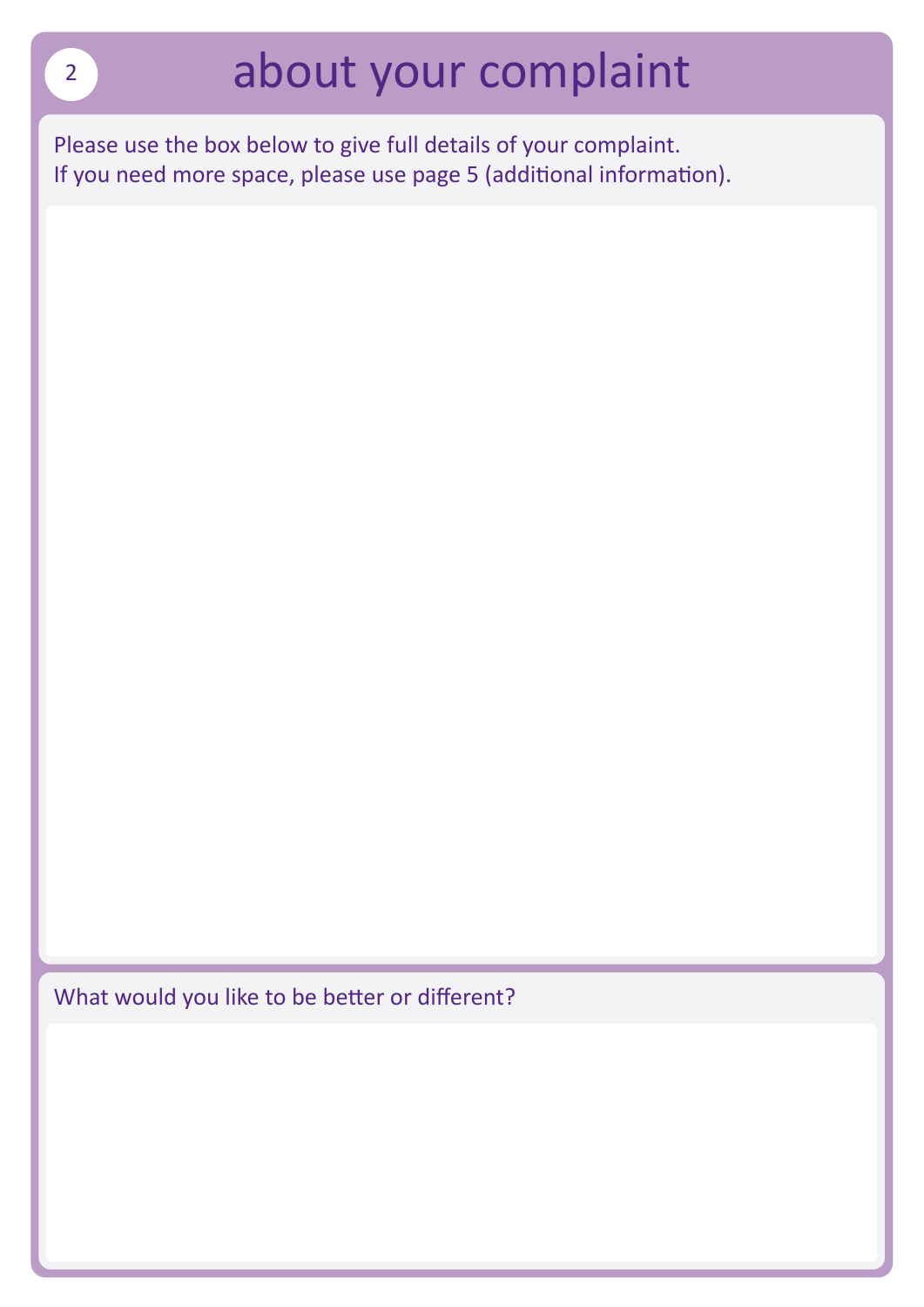## 2 about your complaint

Please use the box below to give full details of your complaint.
If you need more space, please use page 5 (additional information).

What would you like to be better or different?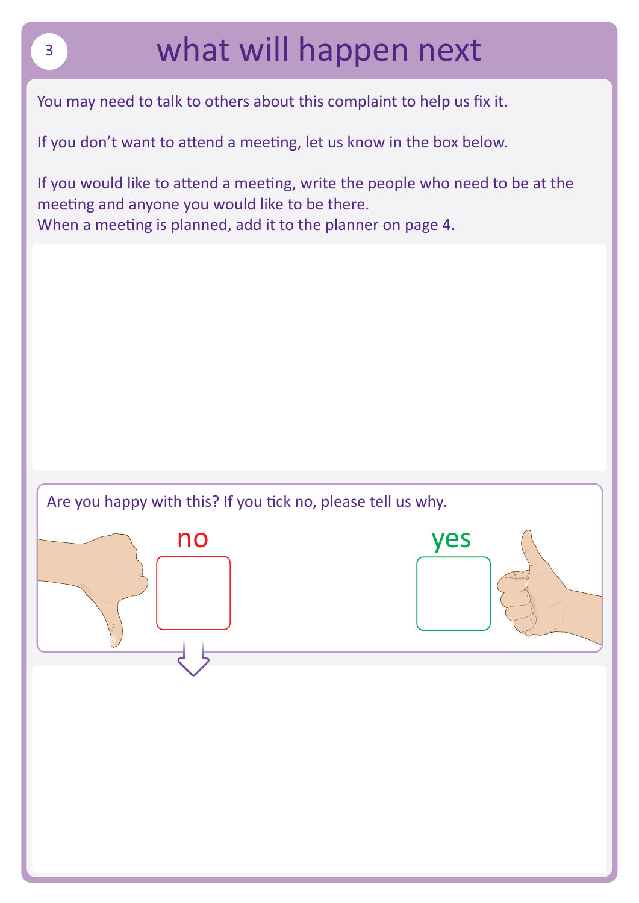# what will happen next

You may need to talk to others about this complaint to help us fix it.

If you don't want to attend a meeting, let us know in the box below.

If you would like to attend a meeting, write the people who need to be at the meeting and anyone you would like to be there.
When a meeting is planned, add it to the planner on page 4.

Are you happy with this? If you tick no, please tell us why.

no ☐

yes ☐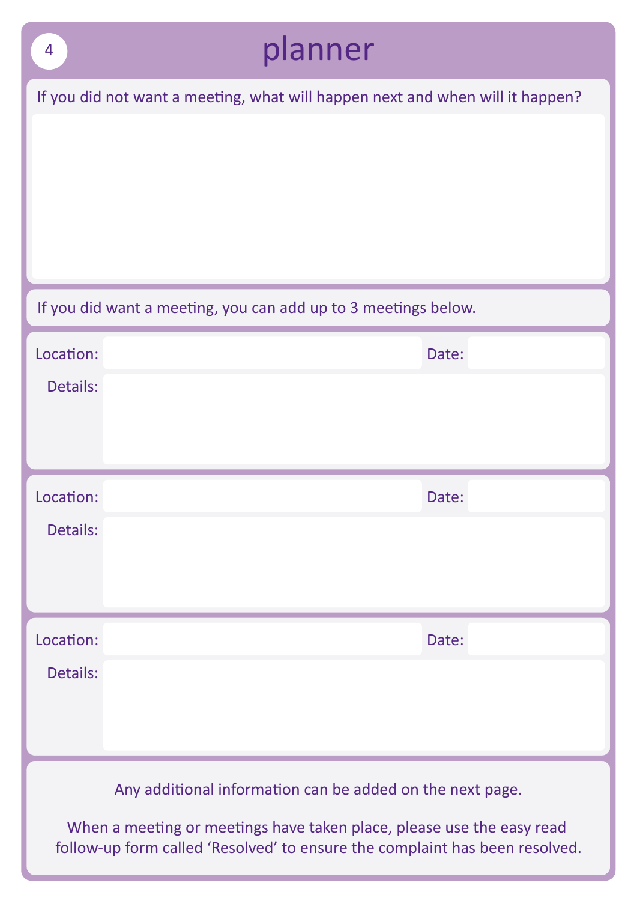# planner

If you did not want a meeting, what will happen next and when will it happen?

If you did want a meeting, you can add up to 3 meetings below.

Location:

Date:

Details:

Location:

Date:

Details:

Location:

Date:

Details:

Any additional information can be added on the next page.

When a meeting or meetings have taken place, please use the easy read follow-up form called 'Resolved' to ensure the complaint has been resolved.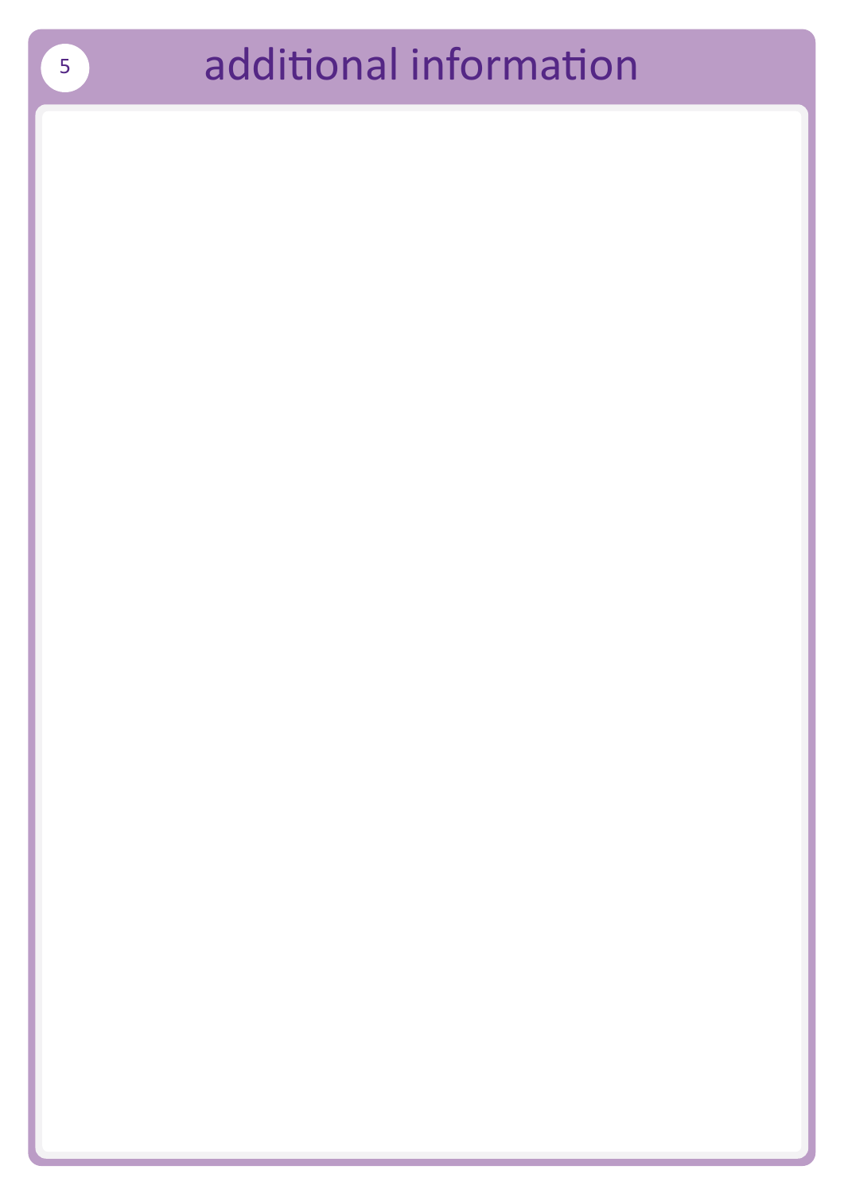## 5 additional information